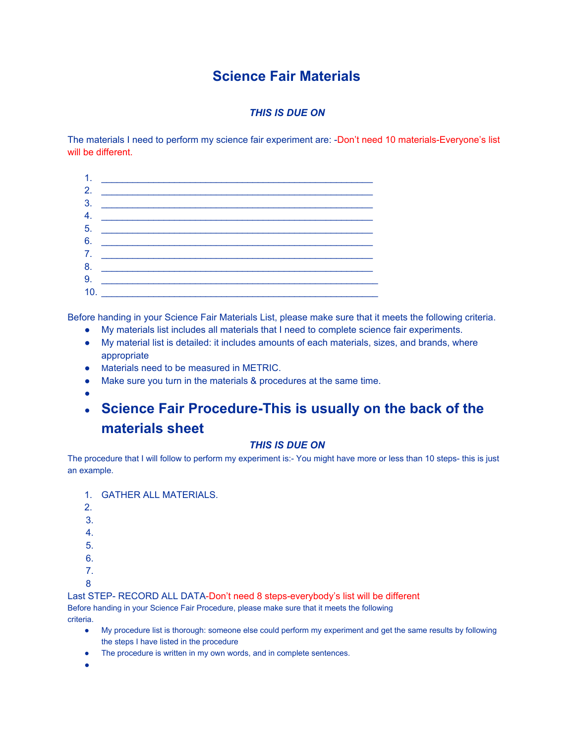# Science Fair Materials

***THIS IS DUE ON***

The materials I need to perform my science fair experiment are: -Don't need 10 materials-Everyone's list will be different.

1. ____________________________________________________
2. ____________________________________________________
3. ____________________________________________________
4. ____________________________________________________
5. ____________________________________________________
6. ____________________________________________________
7. ____________________________________________________
8. ____________________________________________________
9. ____________________________________________________
10. ____________________________________________________

Before handing in your Science Fair Materials List, please make sure that it meets the following criteria.

- My materials list includes all materials that I need to complete science fair experiments.
- My material list is detailed: it includes amounts of each materials, sizes, and brands, where appropriate
- Materials need to be measured in METRIC.
- Make sure you turn in the materials & procedures at the same time.
-
- **Science Fair Procedure-This is usually on the back of the materials sheet**

***THIS IS DUE ON***

The procedure that I will follow to perform my experiment is:- You might have more or less than 10 steps- this is just an example.

1. GATHER ALL MATERIALS.
2.
3.
4.
5.
6.
7.
8.

Last STEP- RECORD ALL DATA-Don't need 8 steps-everybody's list will be different

Before handing in your Science Fair Procedure, please make sure that it meets the following criteria.

- My procedure list is thorough: someone else could perform my experiment and get the same results by following the steps I have listed in the procedure
- The procedure is written in my own words, and in complete sentences.
-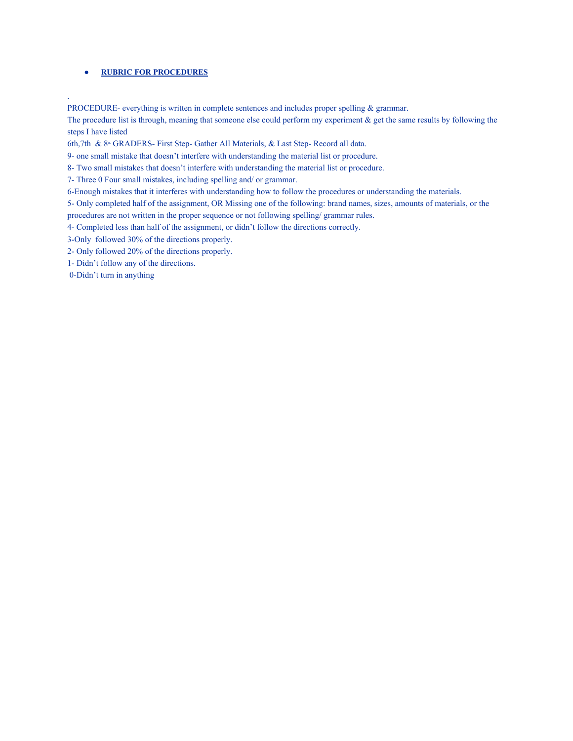- **RUBRIC FOR PROCEDURES**

.

PROCEDURE- everything is written in complete sentences and includes proper spelling & grammar.
The procedure list is through, meaning that someone else could perform my experiment & get the same results by following the steps I have listed

6th,7th & 8th GRADERS- First Step- Gather All Materials, & Last Step- Record all data.

9- one small mistake that doesn't interfere with understanding the material list or procedure.

8- Two small mistakes that doesn't interfere with understanding the material list or procedure.

7- Three 0 Four small mistakes, including spelling and/ or grammar.

6-Enough mistakes that it interferes with understanding how to follow the procedures or understanding the materials.

5- Only completed half of the assignment, OR Missing one of the following: brand names, sizes, amounts of materials, or the procedures are not written in the proper sequence or not following spelling/ grammar rules.

4- Completed less than half of the assignment, or didn't follow the directions correctly.

3-Only followed 30% of the directions properly.

2- Only followed 20% of the directions properly.

1- Didn't follow any of the directions.

0-Didn't turn in anything